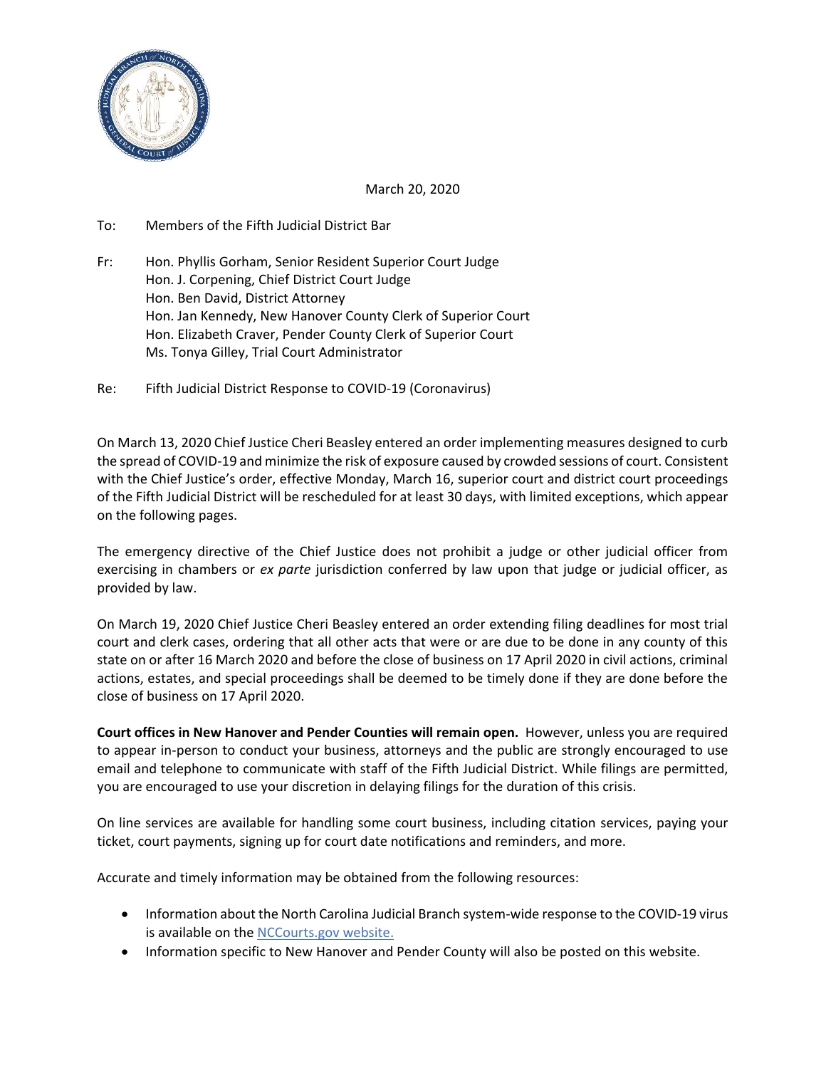March 20, 2020

To: Members of the Fifth Judicial District Bar

Fr: Hon. Phyllis Gorham, Senior Resident Superior Court Judge
Hon. J. Corpening, Chief District Court Judge
Hon. Ben David, District Attorney
Hon. Jan Kennedy, New Hanover County Clerk of Superior Court
Hon. Elizabeth Craver, Pender County Clerk of Superior Court
Ms. Tonya Gilley, Trial Court Administrator

Re: Fifth Judicial District Response to COVID-19 (Coronavirus)

On March 13, 2020 Chief Justice Cheri Beasley entered an order implementing measures designed to curb the spread of COVID-19 and minimize the risk of exposure caused by crowded sessions of court. Consistent with the Chief Justice's order, effective Monday, March 16, superior court and district court proceedings of the Fifth Judicial District will be rescheduled for at least 30 days, with limited exceptions, which appear on the following pages.

The emergency directive of the Chief Justice does not prohibit a judge or other judicial officer from exercising in chambers or *ex parte* jurisdiction conferred by law upon that judge or judicial officer, as provided by law.

On March 19, 2020 Chief Justice Cheri Beasley entered an order extending filing deadlines for most trial court and clerk cases, ordering that all other acts that were or are due to be done in any county of this state on or after 16 March 2020 and before the close of business on 17 April 2020 in civil actions, criminal actions, estates, and special proceedings shall be deemed to be timely done if they are done before the close of business on 17 April 2020.

**Court offices in New Hanover and Pender Counties will remain open.** However, unless you are required to appear in-person to conduct your business, attorneys and the public are strongly encouraged to use email and telephone to communicate with staff of the Fifth Judicial District. While filings are permitted, you are encouraged to use your discretion in delaying filings for the duration of this crisis.

On line services are available for handling some court business, including citation services, paying your ticket, court payments, signing up for court date notifications and reminders, and more.

Accurate and timely information may be obtained from the following resources:

- Information about the North Carolina Judicial Branch system-wide response to the COVID-19 virus is available on the NCCourts.gov website.
- Information specific to New Hanover and Pender County will also be posted on this website.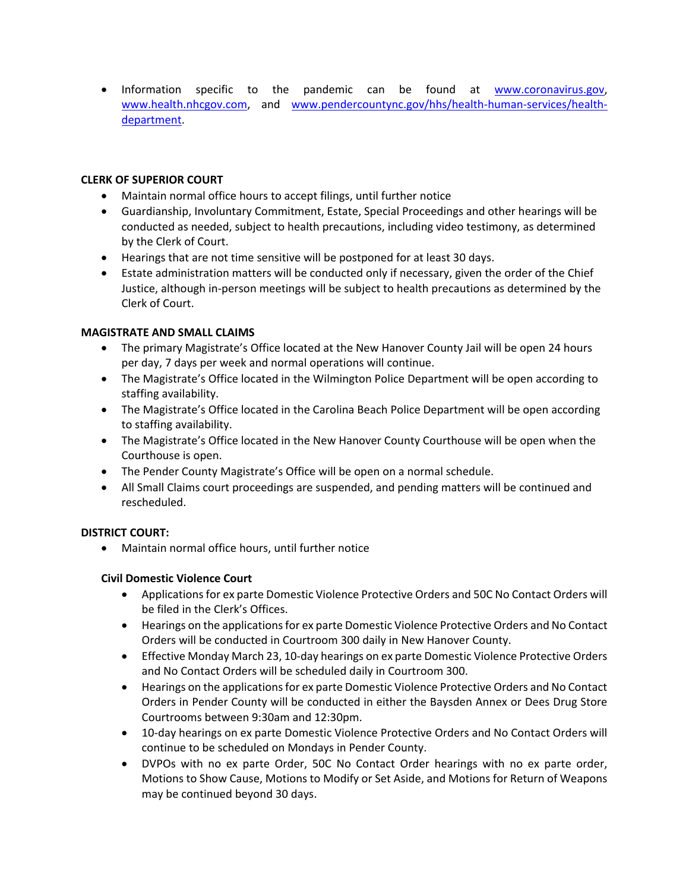- Information specific to the pandemic can be found at www.coronavirus.gov, www.health.nhcgov.com, and www.pendercountync.gov/hhs/health-human-services/health-department.

**CLERK OF SUPERIOR COURT**

- Maintain normal office hours to accept filings, until further notice
- Guardianship, Involuntary Commitment, Estate, Special Proceedings and other hearings will be conducted as needed, subject to health precautions, including video testimony, as determined by the Clerk of Court.
- Hearings that are not time sensitive will be postponed for at least 30 days.
- Estate administration matters will be conducted only if necessary, given the order of the Chief Justice, although in-person meetings will be subject to health precautions as determined by the Clerk of Court.

**MAGISTRATE AND SMALL CLAIMS**

- The primary Magistrate's Office located at the New Hanover County Jail will be open 24 hours per day, 7 days per week and normal operations will continue.
- The Magistrate's Office located in the Wilmington Police Department will be open according to staffing availability.
- The Magistrate's Office located in the Carolina Beach Police Department will be open according to staffing availability.
- The Magistrate's Office located in the New Hanover County Courthouse will be open when the Courthouse is open.
- The Pender County Magistrate's Office will be open on a normal schedule.
- All Small Claims court proceedings are suspended, and pending matters will be continued and rescheduled.

**DISTRICT COURT:**

- Maintain normal office hours, until further notice

**Civil Domestic Violence Court**

- Applications for ex parte Domestic Violence Protective Orders and 50C No Contact Orders will be filed in the Clerk's Offices.
- Hearings on the applications for ex parte Domestic Violence Protective Orders and No Contact Orders will be conducted in Courtroom 300 daily in New Hanover County.
- Effective Monday March 23, 10-day hearings on ex parte Domestic Violence Protective Orders and No Contact Orders will be scheduled daily in Courtroom 300.
- Hearings on the applications for ex parte Domestic Violence Protective Orders and No Contact Orders in Pender County will be conducted in either the Baysden Annex or Dees Drug Store Courtrooms between 9:30am and 12:30pm.
- 10-day hearings on ex parte Domestic Violence Protective Orders and No Contact Orders will continue to be scheduled on Mondays in Pender County.
- DVPOs with no ex parte Order, 50C No Contact Order hearings with no ex parte order, Motions to Show Cause, Motions to Modify or Set Aside, and Motions for Return of Weapons may be continued beyond 30 days.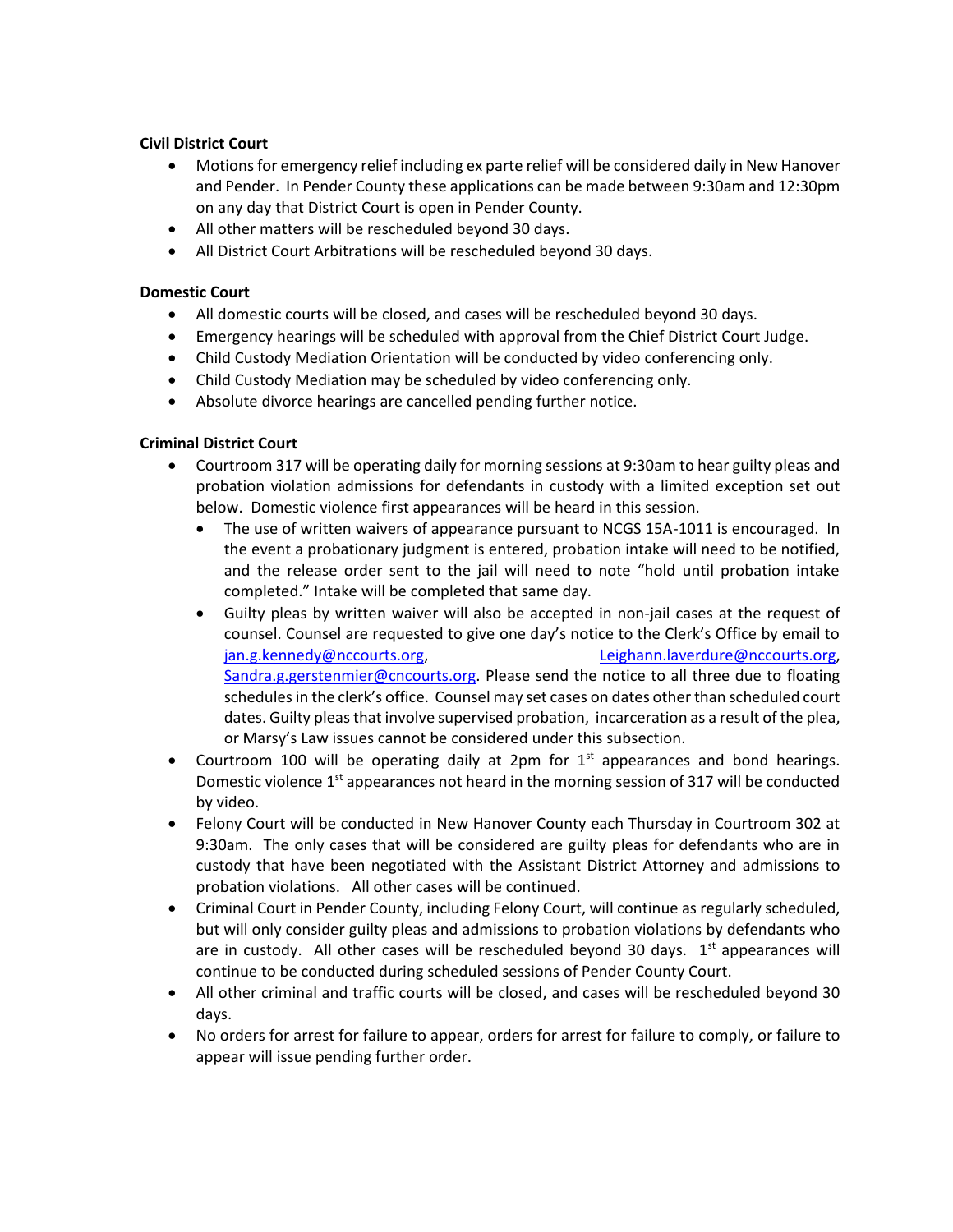**Civil District Court**

- Motions for emergency relief including ex parte relief will be considered daily in New Hanover and Pender. In Pender County these applications can be made between 9:30am and 12:30pm on any day that District Court is open in Pender County.
- All other matters will be rescheduled beyond 30 days.
- All District Court Arbitrations will be rescheduled beyond 30 days.

**Domestic Court**

- All domestic courts will be closed, and cases will be rescheduled beyond 30 days.
- Emergency hearings will be scheduled with approval from the Chief District Court Judge.
- Child Custody Mediation Orientation will be conducted by video conferencing only.
- Child Custody Mediation may be scheduled by video conferencing only.
- Absolute divorce hearings are cancelled pending further notice.

**Criminal District Court**

- Courtroom 317 will be operating daily for morning sessions at 9:30am to hear guilty pleas and probation violation admissions for defendants in custody with a limited exception set out below. Domestic violence first appearances will be heard in this session.
  - The use of written waivers of appearance pursuant to NCGS 15A-1011 is encouraged. In the event a probationary judgment is entered, probation intake will need to be notified, and the release order sent to the jail will need to note "hold until probation intake completed." Intake will be completed that same day.
  - Guilty pleas by written waiver will also be accepted in non-jail cases at the request of counsel. Counsel are requested to give one day's notice to the Clerk's Office by email to jan.g.kennedy@nccourts.org, Leighann.laverdure@nccourts.org, Sandra.g.gerstenmier@cncourts.org. Please send the notice to all three due to floating schedules in the clerk's office. Counsel may set cases on dates other than scheduled court dates. Guilty pleas that involve supervised probation, incarceration as a result of the plea, or Marsy's Law issues cannot be considered under this subsection.
- Courtroom 100 will be operating daily at 2pm for 1st appearances and bond hearings. Domestic violence 1st appearances not heard in the morning session of 317 will be conducted by video.
- Felony Court will be conducted in New Hanover County each Thursday in Courtroom 302 at 9:30am. The only cases that will be considered are guilty pleas for defendants who are in custody that have been negotiated with the Assistant District Attorney and admissions to probation violations. All other cases will be continued.
- Criminal Court in Pender County, including Felony Court, will continue as regularly scheduled, but will only consider guilty pleas and admissions to probation violations by defendants who are in custody. All other cases will be rescheduled beyond 30 days. 1st appearances will continue to be conducted during scheduled sessions of Pender County Court.
- All other criminal and traffic courts will be closed, and cases will be rescheduled beyond 30 days.
- No orders for arrest for failure to appear, orders for arrest for failure to comply, or failure to appear will issue pending further order.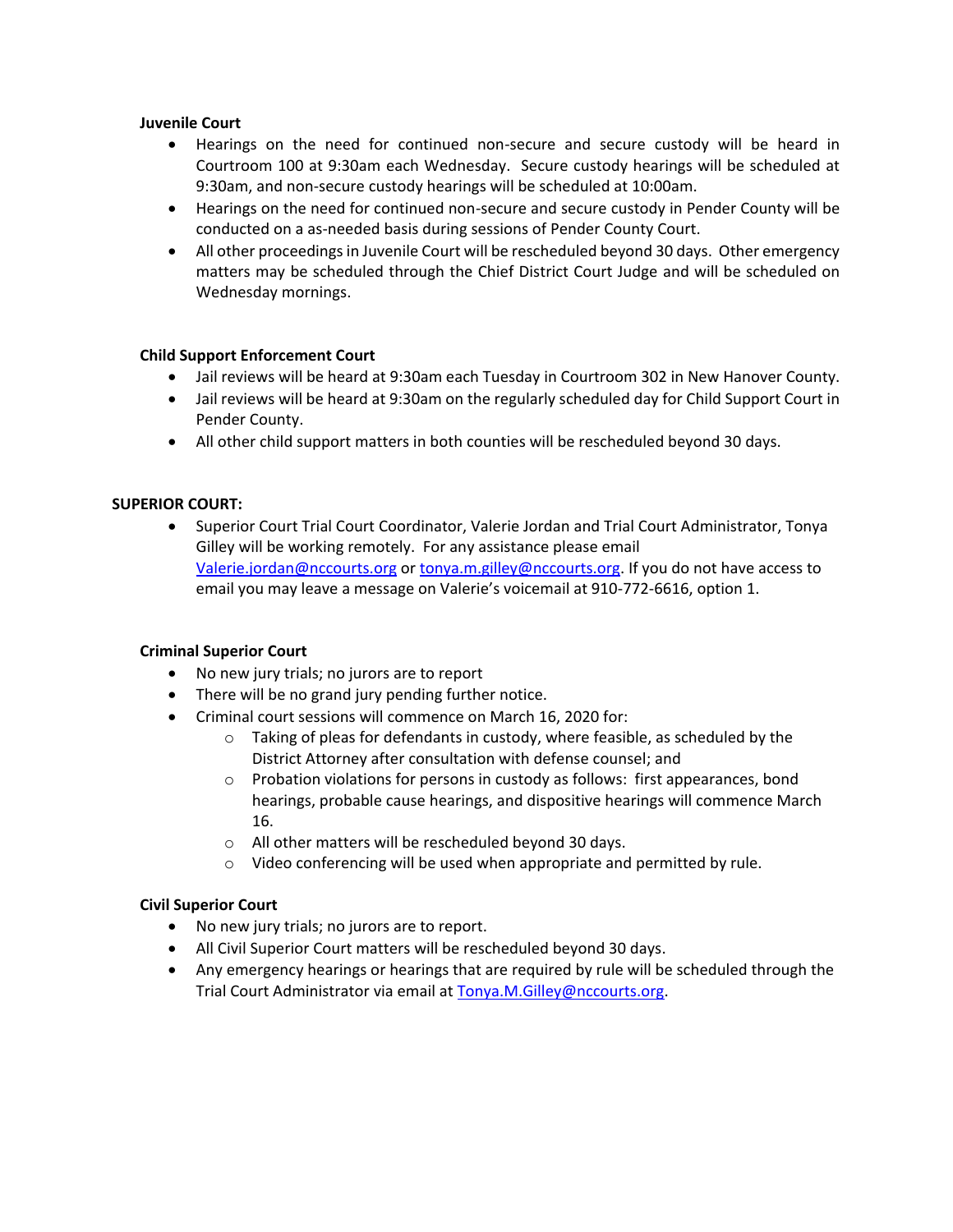**Juvenile Court**

- Hearings on the need for continued non-secure and secure custody will be heard in Courtroom 100 at 9:30am each Wednesday. Secure custody hearings will be scheduled at 9:30am, and non-secure custody hearings will be scheduled at 10:00am.
- Hearings on the need for continued non-secure and secure custody in Pender County will be conducted on a as-needed basis during sessions of Pender County Court.
- All other proceedings in Juvenile Court will be rescheduled beyond 30 days. Other emergency matters may be scheduled through the Chief District Court Judge and will be scheduled on Wednesday mornings.

**Child Support Enforcement Court**

- Jail reviews will be heard at 9:30am each Tuesday in Courtroom 302 in New Hanover County.
- Jail reviews will be heard at 9:30am on the regularly scheduled day for Child Support Court in Pender County.
- All other child support matters in both counties will be rescheduled beyond 30 days.

**SUPERIOR COURT:**

- Superior Court Trial Court Coordinator, Valerie Jordan and Trial Court Administrator, Tonya Gilley will be working remotely. For any assistance please email Valerie.jordan@nccourts.org or tonya.m.gilley@nccourts.org. If you do not have access to email you may leave a message on Valerie's voicemail at 910-772-6616, option 1.

**Criminal Superior Court**

- No new jury trials; no jurors are to report
- There will be no grand jury pending further notice.
- Criminal court sessions will commence on March 16, 2020 for:
  - Taking of pleas for defendants in custody, where feasible, as scheduled by the District Attorney after consultation with defense counsel; and
  - Probation violations for persons in custody as follows: first appearances, bond hearings, probable cause hearings, and dispositive hearings will commence March 16.
  - All other matters will be rescheduled beyond 30 days.
  - Video conferencing will be used when appropriate and permitted by rule.

**Civil Superior Court**

- No new jury trials; no jurors are to report.
- All Civil Superior Court matters will be rescheduled beyond 30 days.
- Any emergency hearings or hearings that are required by rule will be scheduled through the Trial Court Administrator via email at Tonya.M.Gilley@nccourts.org.